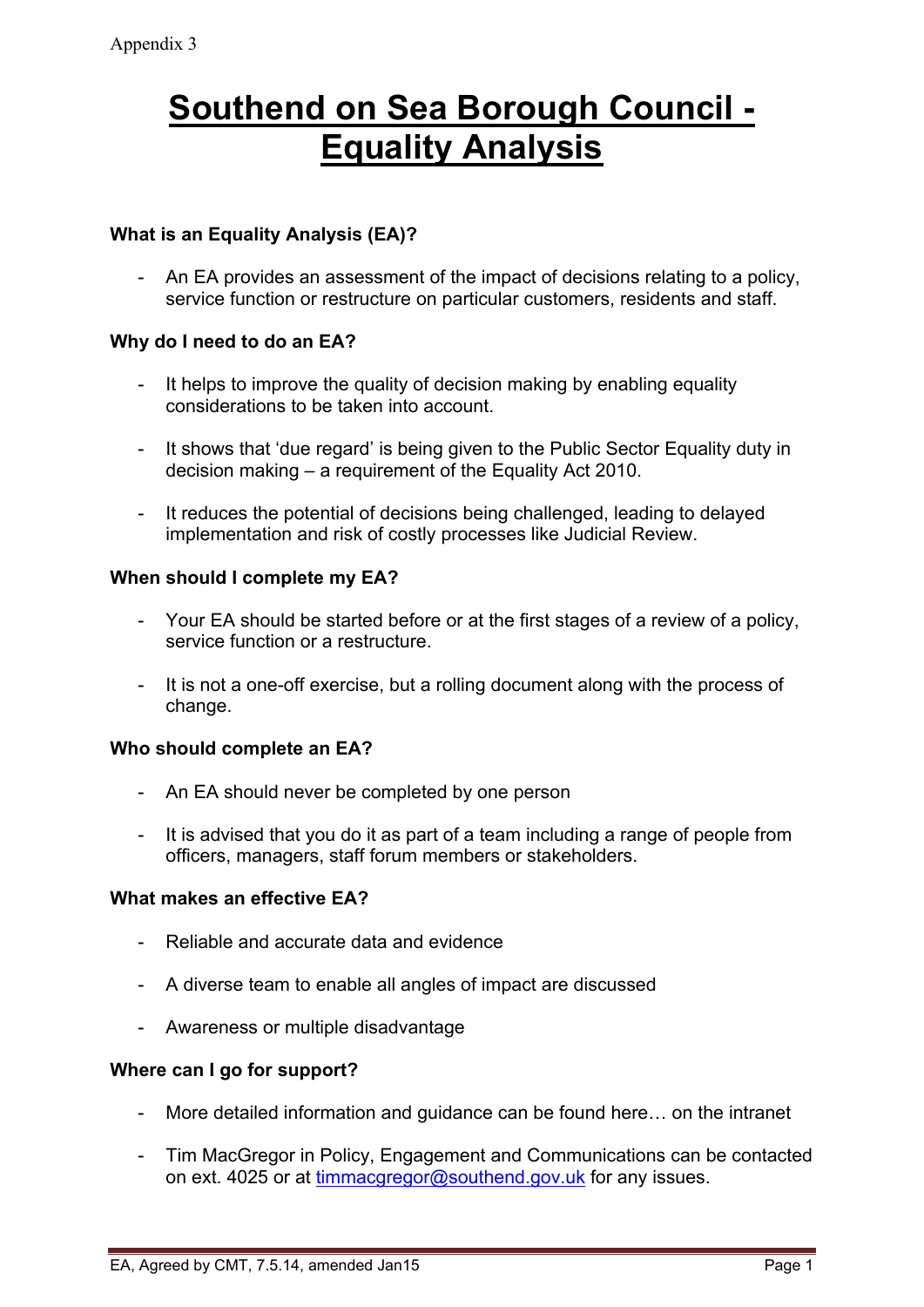Appendix 3

# Southend on Sea Borough Council - Equality Analysis

**What is an Equality Analysis (EA)?**

- An EA provides an assessment of the impact of decisions relating to a policy, service function or restructure on particular customers, residents and staff.

**Why do I need to do an EA?**

- It helps to improve the quality of decision making by enabling equality considerations to be taken into account.
- It shows that 'due regard' is being given to the Public Sector Equality duty in decision making – a requirement of the Equality Act 2010.
- It reduces the potential of decisions being challenged, leading to delayed implementation and risk of costly processes like Judicial Review.

**When should I complete my EA?**

- Your EA should be started before or at the first stages of a review of a policy, service function or a restructure.
- It is not a one-off exercise, but a rolling document along with the process of change.

**Who should complete an EA?**

- An EA should never be completed by one person
- It is advised that you do it as part of a team including a range of people from officers, managers, staff forum members or stakeholders.

**What makes an effective EA?**

- Reliable and accurate data and evidence
- A diverse team to enable all angles of impact are discussed
- Awareness or multiple disadvantage

**Where can I go for support?**

- More detailed information and guidance can be found here… on the intranet
- Tim MacGregor in Policy, Engagement and Communications can be contacted on ext. 4025 or at timmacgregor@southend.gov.uk for any issues.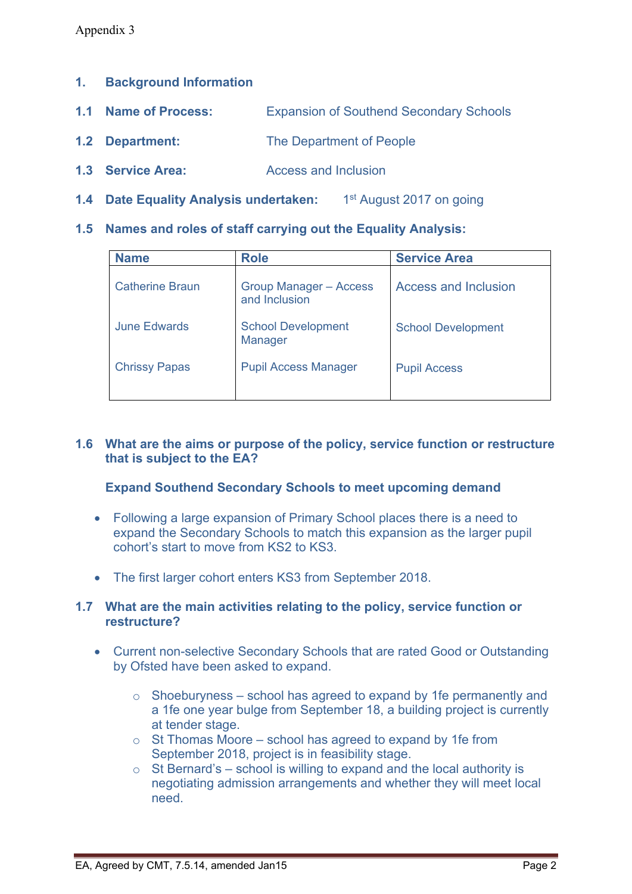Appendix 3

## 1. Background Information

**1.1 Name of Process:** Expansion of Southend Secondary Schools

**1.2 Department:** The Department of People

**1.3 Service Area:** Access and Inclusion

**1.4 Date Equality Analysis undertaken:** 1st August 2017 on going

**1.5 Names and roles of staff carrying out the Equality Analysis:**

| Name | Role | Service Area |
| --- | --- | --- |
| Catherine Braun | Group Manager – Access and Inclusion | Access and Inclusion |
| June Edwards | School Development Manager | School Development |
| Chrissy Papas | Pupil Access Manager | Pupil Access |

**1.6 What are the aims or purpose of the policy, service function or restructure that is subject to the EA?**

**Expand Southend Secondary Schools to meet upcoming demand**

- Following a large expansion of Primary School places there is a need to expand the Secondary Schools to match this expansion as the larger pupil cohort's start to move from KS2 to KS3.
- The first larger cohort enters KS3 from September 2018.

**1.7 What are the main activities relating to the policy, service function or restructure?**

- Current non-selective Secondary Schools that are rated Good or Outstanding by Ofsted have been asked to expand.
  - Shoeburyness – school has agreed to expand by 1fe permanently and a 1fe one year bulge from September 18, a building project is currently at tender stage.
  - St Thomas Moore – school has agreed to expand by 1fe from September 2018, project is in feasibility stage.
  - St Bernard's – school is willing to expand and the local authority is negotiating admission arrangements and whether they will meet local need.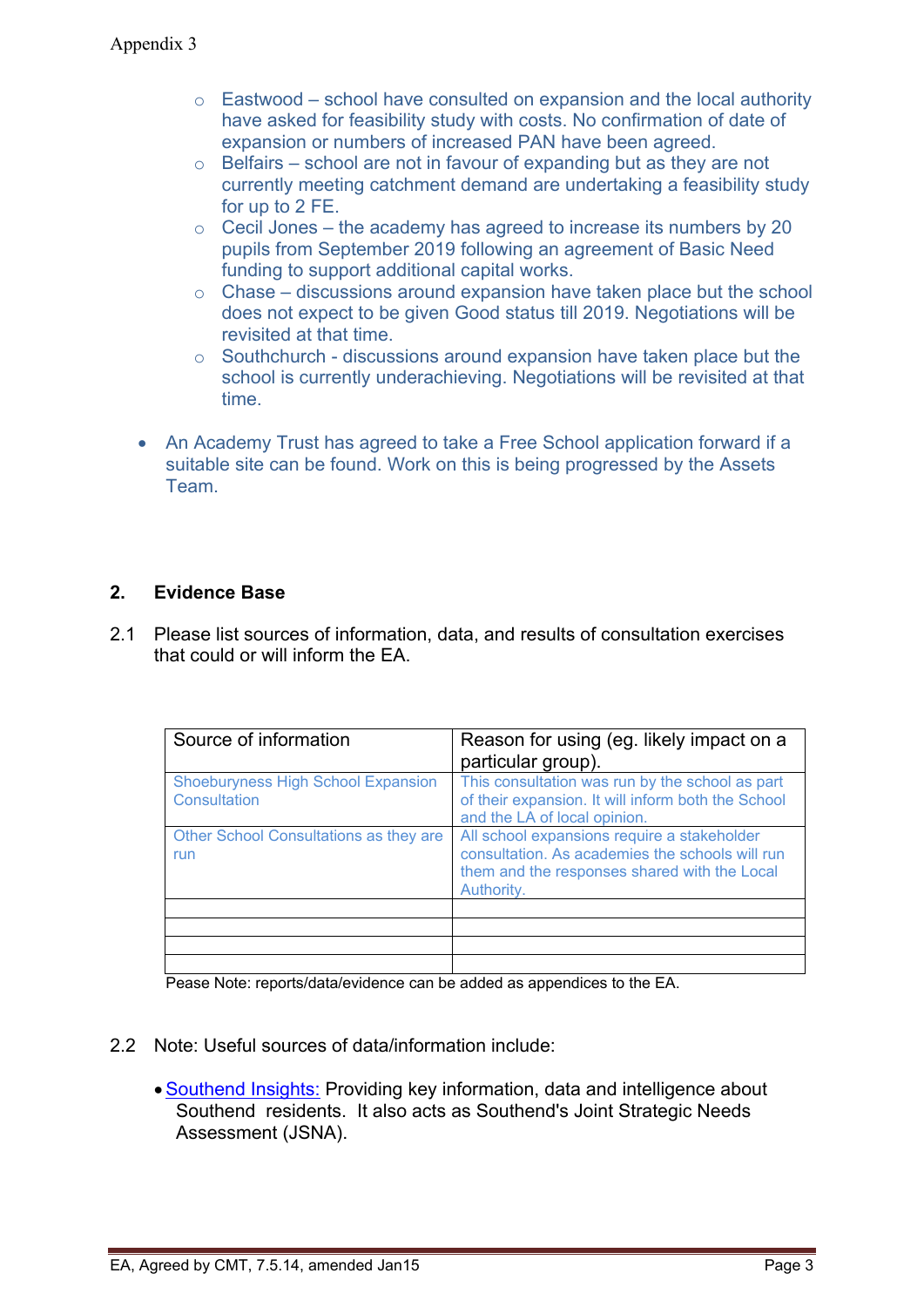- Eastwood – school have consulted on expansion and the local authority have asked for feasibility study with costs. No confirmation of date of expansion or numbers of increased PAN have been agreed.
    - Belfairs – school are not in favour of expanding but as they are not currently meeting catchment demand are undertaking a feasibility study for up to 2 FE.
    - Cecil Jones – the academy has agreed to increase its numbers by 20 pupils from September 2019 following an agreement of Basic Need funding to support additional capital works.
    - Chase – discussions around expansion have taken place but the school does not expect to be given Good status till 2019. Negotiations will be revisited at that time.
    - Southchurch - discussions around expansion have taken place but the school is currently underachieving. Negotiations will be revisited at that time.

- An Academy Trust has agreed to take a Free School application forward if a suitable site can be found. Work on this is being progressed by the Assets Team.

## 2. Evidence Base

2.1 Please list sources of information, data, and results of consultation exercises that could or will inform the EA.

| Source of information | Reason for using (eg. likely impact on a particular group). |
|---|---|
| Shoeburyness High School Expansion Consultation | This consultation was run by the school as part of their expansion. It will inform both the School and the LA of local opinion. |
| Other School Consultations as they are run | All school expansions require a stakeholder consultation. As academies the schools will run them and the responses shared with the Local Authority. |
| | |
| | |
| | |
| | |

Pease Note: reports/data/evidence can be added as appendices to the EA.

2.2 Note: Useful sources of data/information include:

- Southend Insights: Providing key information, data and intelligence about Southend residents. It also acts as Southend's Joint Strategic Needs Assessment (JSNA).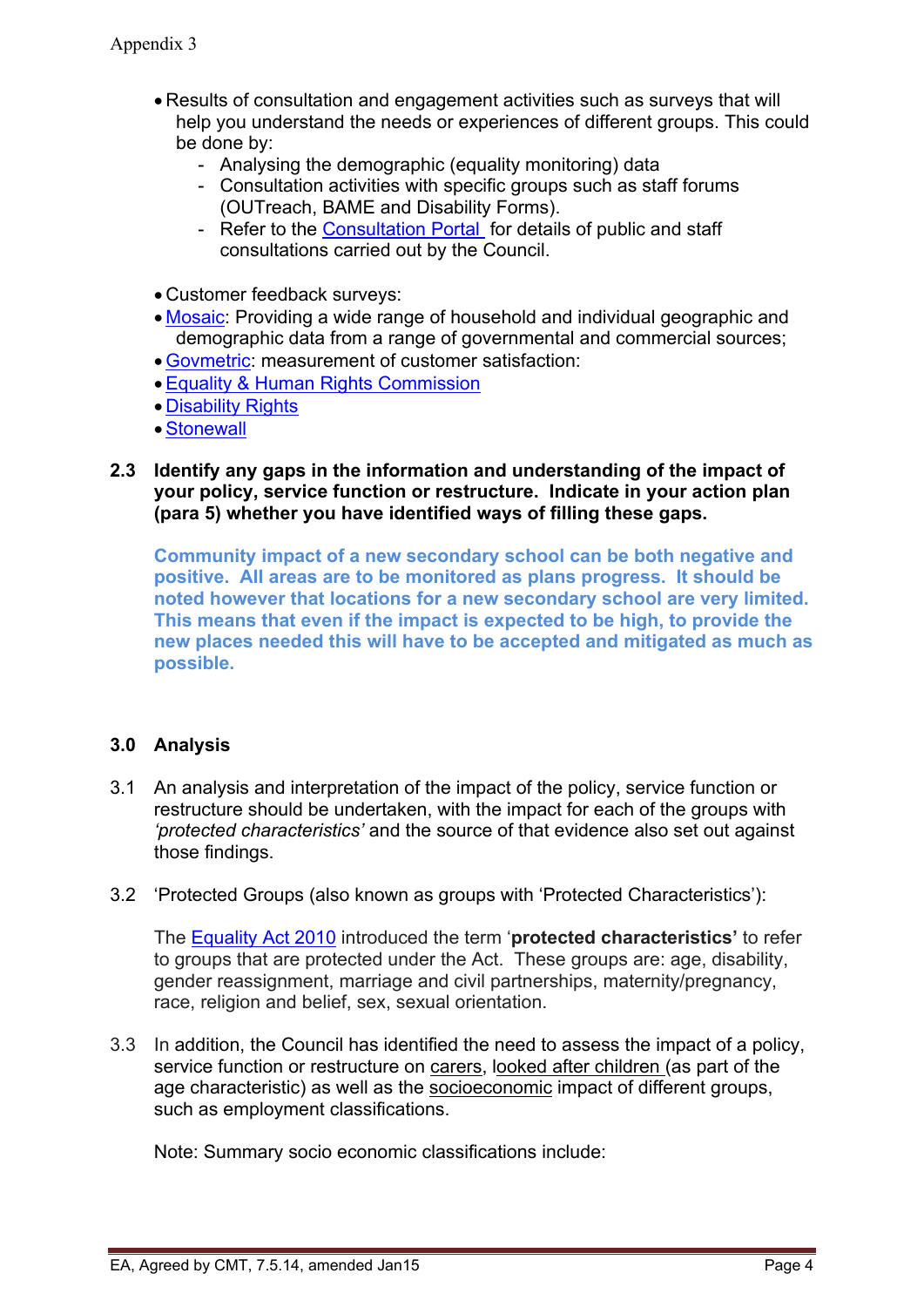- Results of consultation and engagement activities such as surveys that will help you understand the needs or experiences of different groups. This could be done by:
  - Analysing the demographic (equality monitoring) data
  - Consultation activities with specific groups such as staff forums (OUTreach, BAME and Disability Forms).
  - Refer to the Consultation Portal for details of public and staff consultations carried out by the Council.

- Customer feedback surveys:
- Mosaic: Providing a wide range of household and individual geographic and demographic data from a range of governmental and commercial sources;
- Govmetric: measurement of customer satisfaction:
- Equality & Human Rights Commission
- Disability Rights
- Stonewall

**2.3 Identify any gaps in the information and understanding of the impact of your policy, service function or restructure. Indicate in your action plan (para 5) whether you have identified ways of filling these gaps.**

**Community impact of a new secondary school can be both negative and positive. All areas are to be monitored as plans progress. It should be noted however that locations for a new secondary school are very limited. This means that even if the impact is expected to be high, to provide the new places needed this will have to be accepted and mitigated as much as possible.**

## 3.0 Analysis

3.1 An analysis and interpretation of the impact of the policy, service function or restructure should be undertaken, with the impact for each of the groups with *'protected characteristics'* and the source of that evidence also set out against those findings.

3.2 'Protected Groups (also known as groups with 'Protected Characteristics'):

The Equality Act 2010 introduced the term '**protected characteristics'** to refer to groups that are protected under the Act. These groups are: age, disability, gender reassignment, marriage and civil partnerships, maternity/pregnancy, race, religion and belief, sex, sexual orientation.

3.3 In addition, the Council has identified the need to assess the impact of a policy, service function or restructure on carers, looked after children (as part of the age characteristic) as well as the socioeconomic impact of different groups, such as employment classifications.

Note: Summary socio economic classifications include: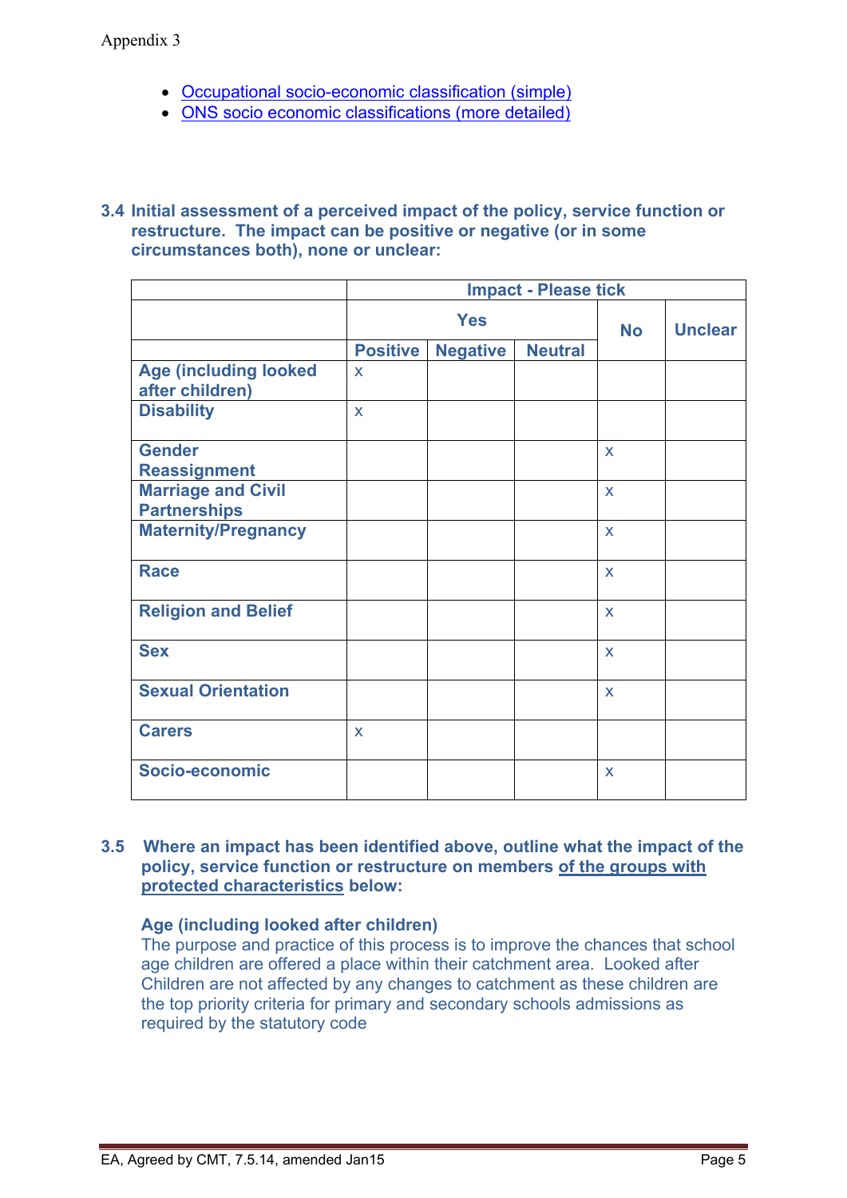- Occupational socio-economic classification (simple)
- ONS socio economic classifications (more detailed)

**3.4 Initial assessment of a perceived impact of the policy, service function or restructure. The impact can be positive or negative (or in some circumstances both), none or unclear:**

| | Impact - Please tick | | | | |
|---|---|---|---|---|---|
| | Yes | | | No | Unclear |
| | Positive | Negative | Neutral | | |
| **Age (including looked after children)** | x | | | | |
| **Disability** | x | | | | |
| **Gender Reassignment** | | | | x | |
| **Marriage and Civil Partnerships** | | | | x | |
| **Maternity/Pregnancy** | | | | x | |
| **Race** | | | | x | |
| **Religion and Belief** | | | | x | |
| **Sex** | | | | x | |
| **Sexual Orientation** | | | | x | |
| **Carers** | x | | | | |
| **Socio-economic** | | | | x | |

**3.5 Where an impact has been identified above, outline what the impact of the policy, service function or restructure on members of the groups with protected characteristics below:**

**Age (including looked after children)**
The purpose and practice of this process is to improve the chances that school age children are offered a place within their catchment area. Looked after Children are not affected by any changes to catchment as these children are the top priority criteria for primary and secondary schools admissions as required by the statutory code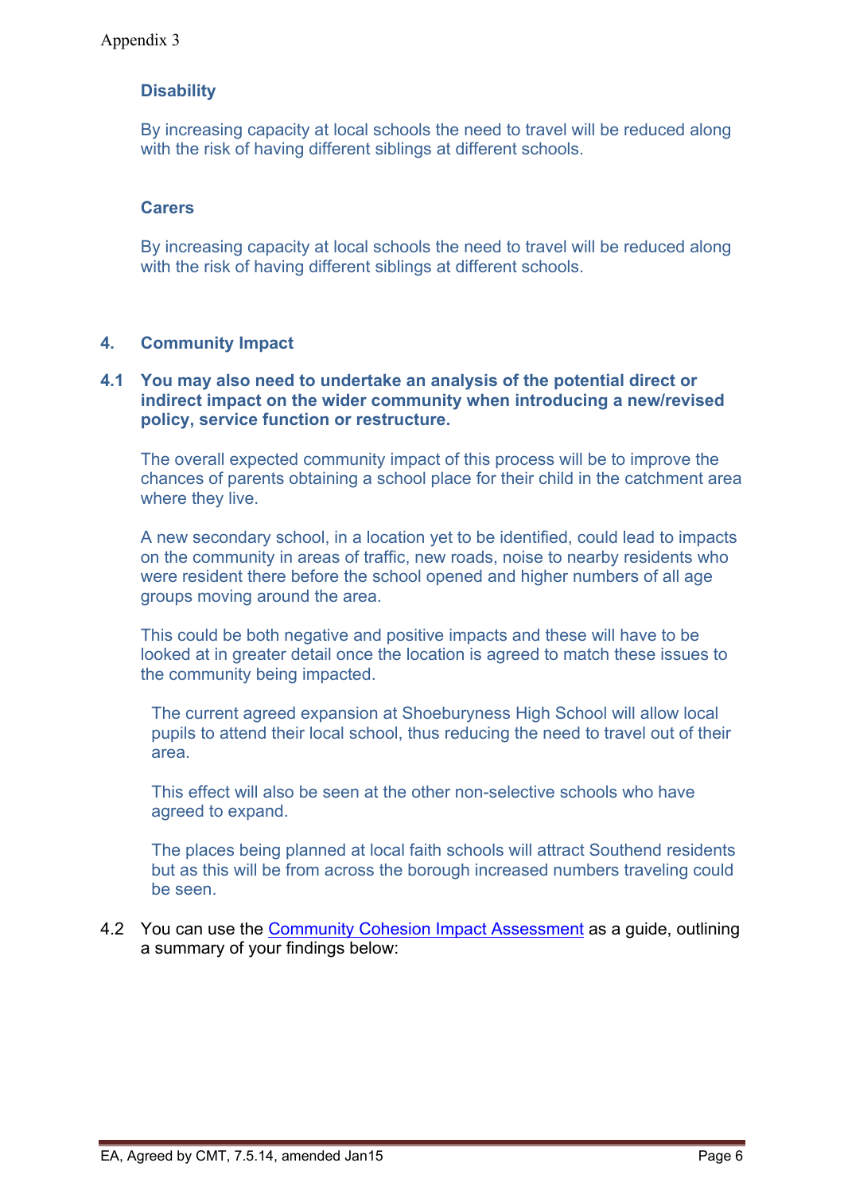### Disability

By increasing capacity at local schools the need to travel will be reduced along with the risk of having different siblings at different schools.

### Carers

By increasing capacity at local schools the need to travel will be reduced along with the risk of having different siblings at different schools.

## 4. Community Impact

**4.1 You may also need to undertake an analysis of the potential direct or indirect impact on the wider community when introducing a new/revised policy, service function or restructure.**

The overall expected community impact of this process will be to improve the chances of parents obtaining a school place for their child in the catchment area where they live.

A new secondary school, in a location yet to be identified, could lead to impacts on the community in areas of traffic, new roads, noise to nearby residents who were resident there before the school opened and higher numbers of all age groups moving around the area.

This could be both negative and positive impacts and these will have to be looked at in greater detail once the location is agreed to match these issues to the community being impacted.

The current agreed expansion at Shoeburyness High School will allow local pupils to attend their local school, thus reducing the need to travel out of their area.

This effect will also be seen at the other non-selective schools who have agreed to expand.

The places being planned at local faith schools will attract Southend residents but as this will be from across the borough increased numbers traveling could be seen.

4.2 You can use the [Community Cohesion Impact Assessment] as a guide, outlining a summary of your findings below: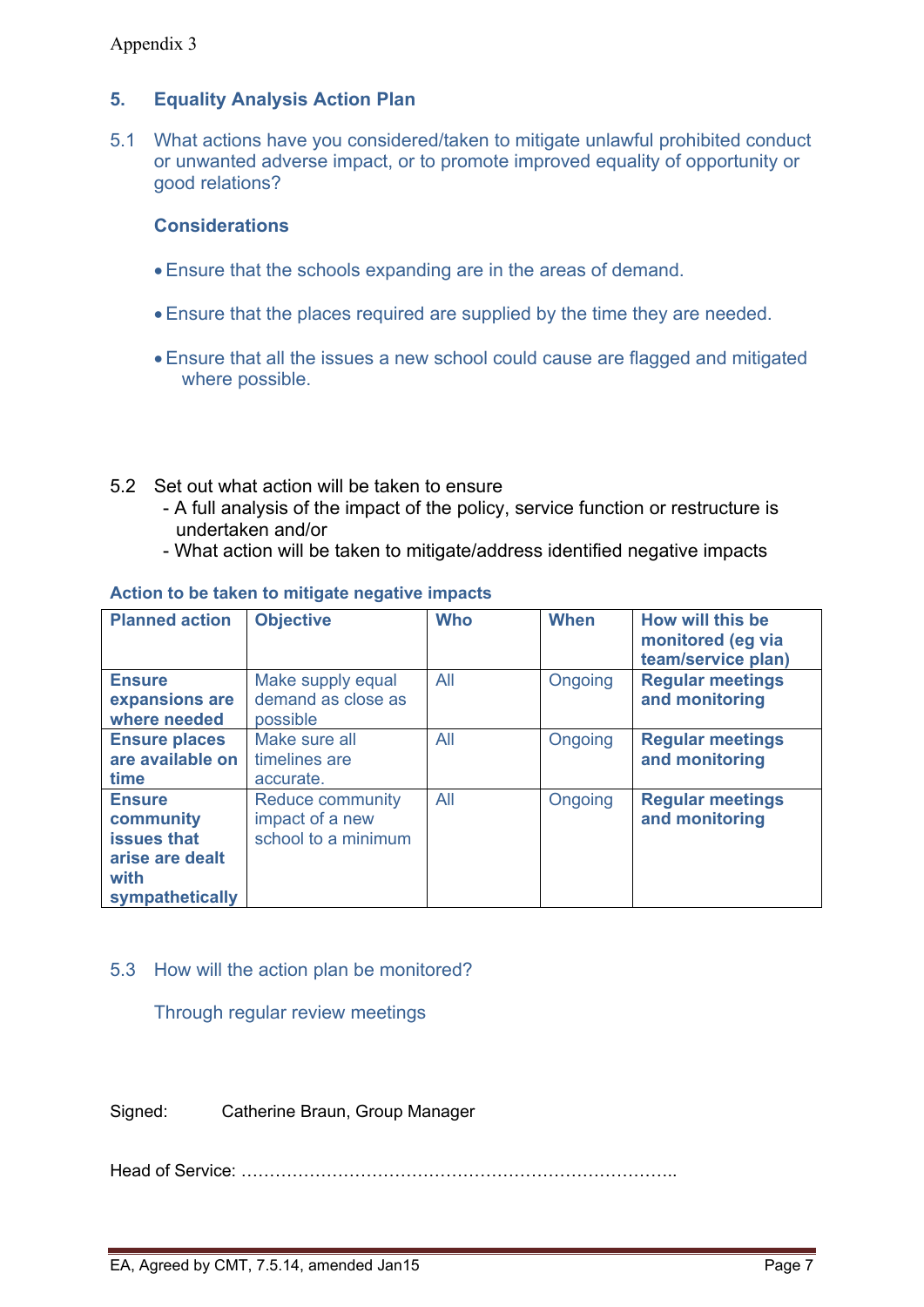Appendix 3

## 5. Equality Analysis Action Plan

5.1 What actions have you considered/taken to mitigate unlawful prohibited conduct or unwanted adverse impact, or to promote improved equality of opportunity or good relations?

**Considerations**

- Ensure that the schools expanding are in the areas of demand.
- Ensure that the places required are supplied by the time they are needed.
- Ensure that all the issues a new school could cause are flagged and mitigated where possible.

5.2 Set out what action will be taken to ensure
- A full analysis of the impact of the policy, service function or restructure is undertaken and/or
- What action will be taken to mitigate/address identified negative impacts

**Action to be taken to mitigate negative impacts**

| Planned action | Objective | Who | When | How will this be monitored (eg via team/service plan) |
|---|---|---|---|---|
| **Ensure expansions are where needed** | Make supply equal demand as close as possible | All | Ongoing | **Regular meetings and monitoring** |
| **Ensure places are available on time** | Make sure all timelines are accurate. | All | Ongoing | **Regular meetings and monitoring** |
| **Ensure community issues that arise are dealt with sympathetically** | Reduce community impact of a new school to a minimum | All | Ongoing | **Regular meetings and monitoring** |

5.3 How will the action plan be monitored?

Through regular review meetings

Signed: Catherine Braun, Group Manager

Head of Service: ………………………………………………………………..

EA, Agreed by CMT, 7.5.14, amended Jan15